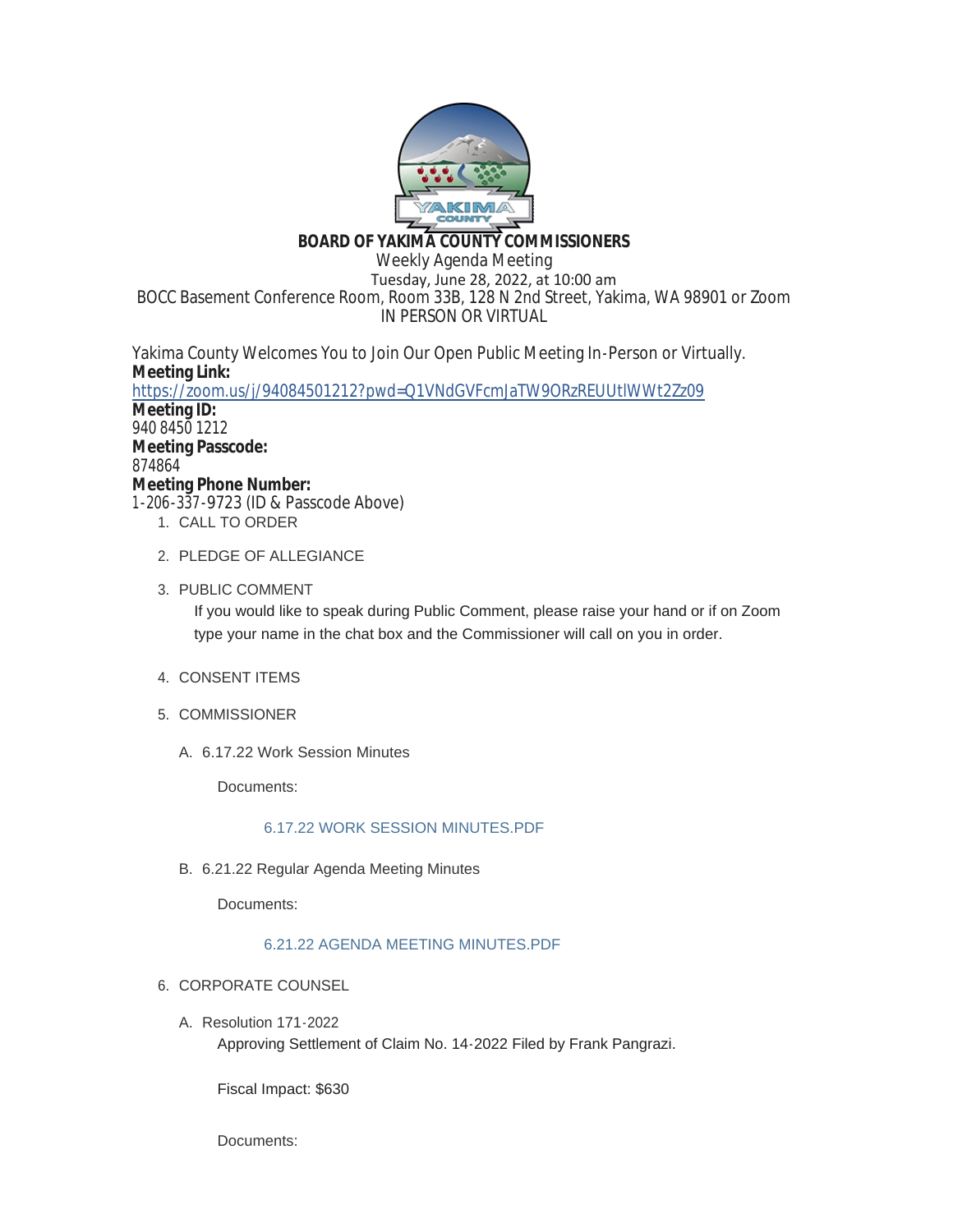# BOARD OF YAKIMA COUNTY COMMISSIONERS

Weekly Agenda Meeting

Tuesday, June 28, 2022, at 10:00 am

BOCC Basement Conference Room, Room 33B, 128 N 2nd Street, Yakima, WA 98901 or Zoom

IN PERSON OR VIRTUAL

Yakima County Welcomes You to Join Our Open Public Meeting In-Person or Virtually.

**Meeting Link:**
https://zoom.us/j/94084501212?pwd=Q1VNdGVFcmJaTW9ORzREUUtlWWt2Zz09

**Meeting ID:**
940 8450 1212

**Meeting Passcode:**
874864

**Meeting Phone Number:**
1-206-337-9723 (ID & Passcode Above)

1. CALL TO ORDER

2. PLEDGE OF ALLEGIANCE

3. PUBLIC COMMENT

   If you would like to speak during Public Comment, please raise your hand or if on Zoom type your name in the chat box and the Commissioner will call on you in order.

4. CONSENT ITEMS

5. COMMISSIONER

   A. 6.17.22 Work Session Minutes

      Documents:

      6.17.22 WORK SESSION MINUTES.PDF

   B. 6.21.22 Regular Agenda Meeting Minutes

      Documents:

      6.21.22 AGENDA MEETING MINUTES.PDF

6. CORPORATE COUNSEL

   A. Resolution 171-2022

      Approving Settlement of Claim No. 14-2022 Filed by Frank Pangrazi.

      Fiscal Impact: $630

      Documents: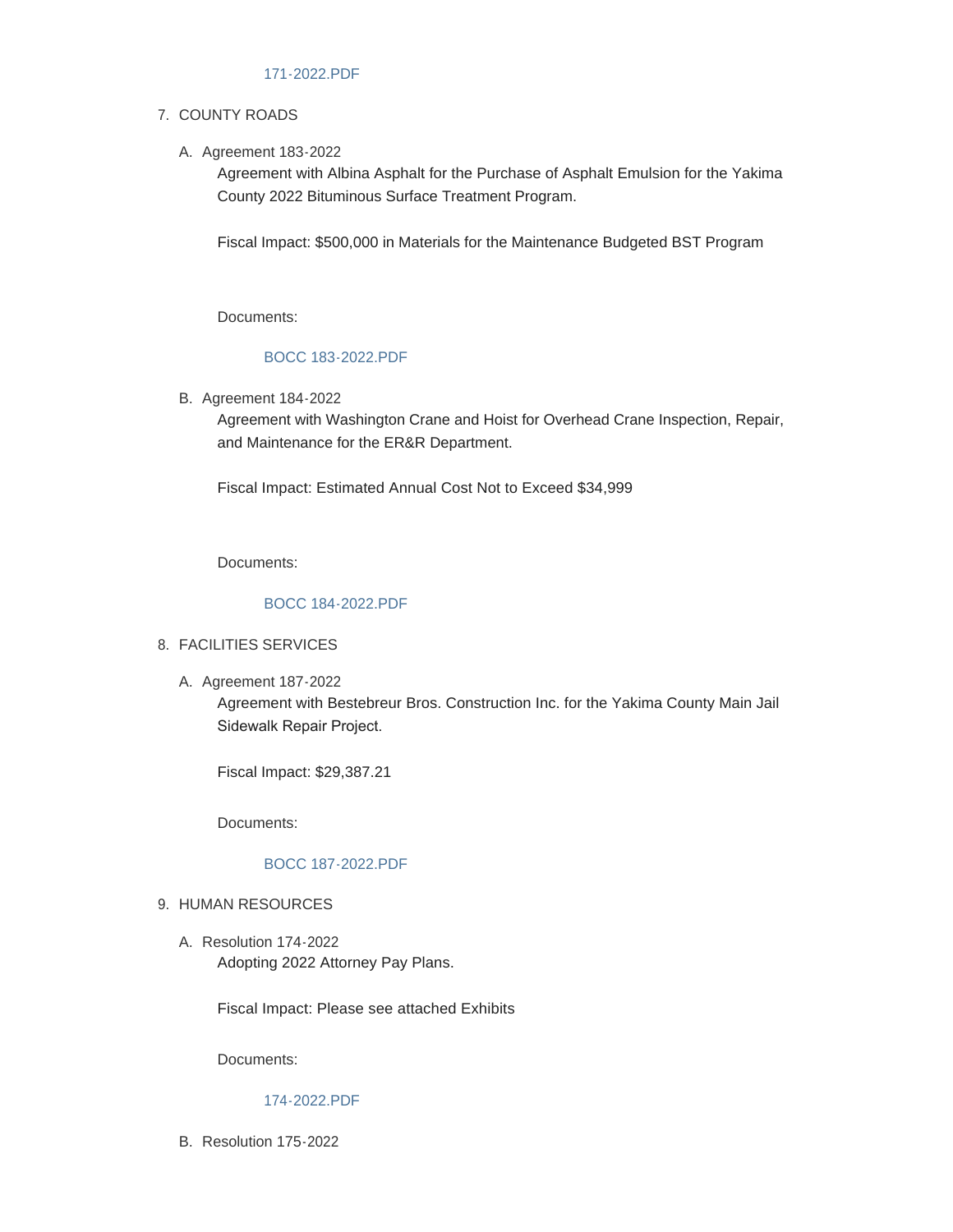171-2022.PDF

7. COUNTY ROADS

   A. Agreement 183-2022

      Agreement with Albina Asphalt for the Purchase of Asphalt Emulsion for the Yakima County 2022 Bituminous Surface Treatment Program.

      Fiscal Impact: $500,000 in Materials for the Maintenance Budgeted BST Program

      Documents:

      BOCC 183-2022.PDF

   B. Agreement 184-2022

      Agreement with Washington Crane and Hoist for Overhead Crane Inspection, Repair, and Maintenance for the ER&R Department.

      Fiscal Impact: Estimated Annual Cost Not to Exceed $34,999

      Documents:

      BOCC 184-2022.PDF

8. FACILITIES SERVICES

   A. Agreement 187-2022

      Agreement with Bestebreur Bros. Construction Inc. for the Yakima County Main Jail Sidewalk Repair Project.

      Fiscal Impact: $29,387.21

      Documents:

      BOCC 187-2022.PDF

9. HUMAN RESOURCES

   A. Resolution 174-2022

      Adopting 2022 Attorney Pay Plans.

      Fiscal Impact: Please see attached Exhibits

      Documents:

      174-2022.PDF

   B. Resolution 175-2022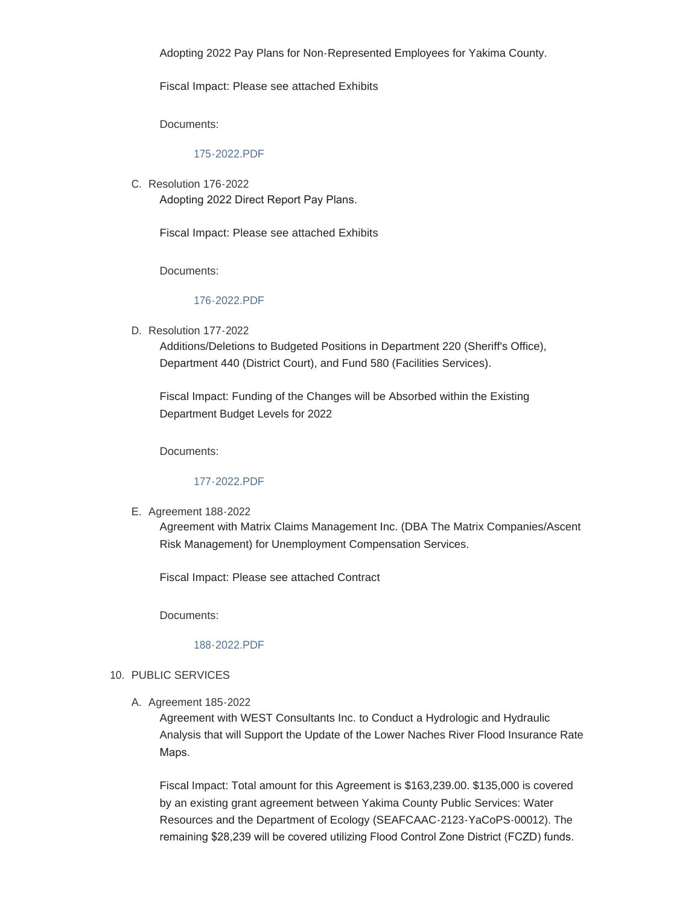Adopting 2022 Pay Plans for Non-Represented Employees for Yakima County.

Fiscal Impact: Please see attached Exhibits

Documents:

175-2022.PDF

C. Resolution 176-2022

Adopting 2022 Direct Report Pay Plans.

Fiscal Impact: Please see attached Exhibits

Documents:

176-2022.PDF

D. Resolution 177-2022

Additions/Deletions to Budgeted Positions in Department 220 (Sheriff's Office), Department 440 (District Court), and Fund 580 (Facilities Services).

Fiscal Impact: Funding of the Changes will be Absorbed within the Existing Department Budget Levels for 2022

Documents:

177-2022.PDF

E. Agreement 188-2022

Agreement with Matrix Claims Management Inc. (DBA The Matrix Companies/Ascent Risk Management) for Unemployment Compensation Services.

Fiscal Impact: Please see attached Contract

Documents:

188-2022.PDF

10. PUBLIC SERVICES

A. Agreement 185-2022

Agreement with WEST Consultants Inc. to Conduct a Hydrologic and Hydraulic Analysis that will Support the Update of the Lower Naches River Flood Insurance Rate Maps.

Fiscal Impact: Total amount for this Agreement is $163,239.00. $135,000 is covered by an existing grant agreement between Yakima County Public Services: Water Resources and the Department of Ecology (SEAFCAAC-2123-YaCoPS-00012). The remaining $28,239 will be covered utilizing Flood Control Zone District (FCZD) funds.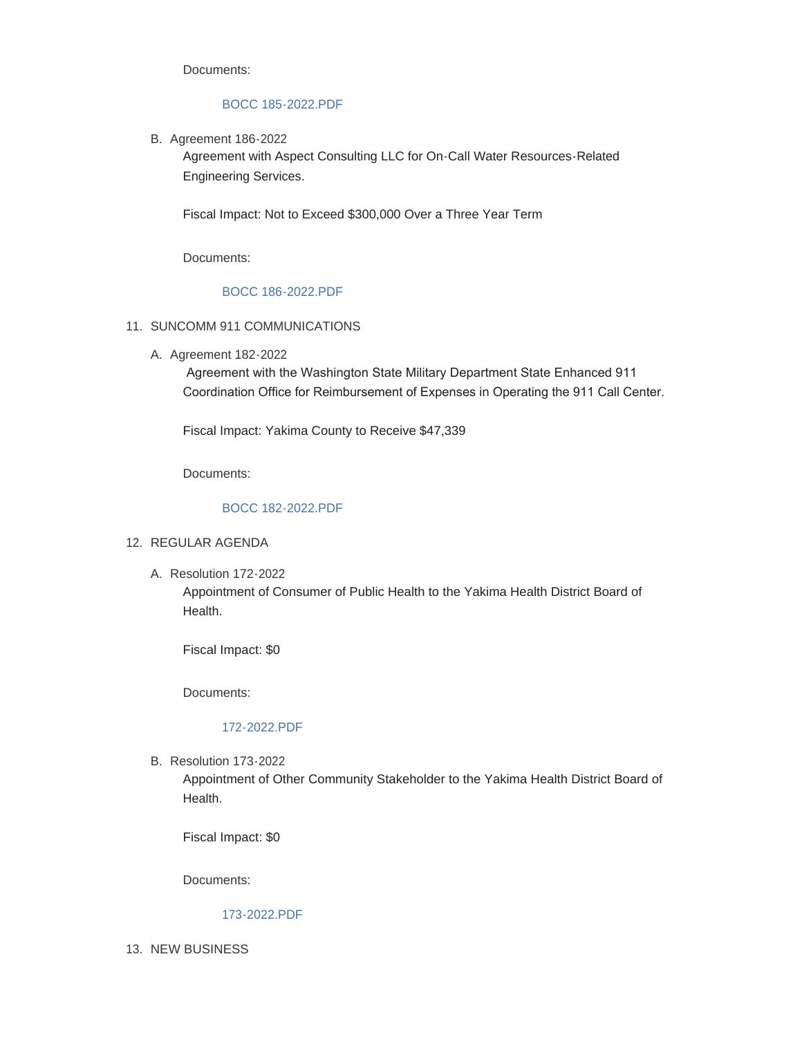Documents:

BOCC 185-2022.PDF

B. Agreement 186-2022

   Agreement with Aspect Consulting LLC for On-Call Water Resources-Related Engineering Services.

   Fiscal Impact: Not to Exceed $300,000 Over a Three Year Term

   Documents:

   BOCC 186-2022.PDF

11. SUNCOMM 911 COMMUNICATIONS

   A. Agreement 182-2022

      Agreement with the Washington State Military Department State Enhanced 911 Coordination Office for Reimbursement of Expenses in Operating the 911 Call Center.

      Fiscal Impact: Yakima County to Receive $47,339

      Documents:

      BOCC 182-2022.PDF

12. REGULAR AGENDA

   A. Resolution 172-2022

      Appointment of Consumer of Public Health to the Yakima Health District Board of Health.

      Fiscal Impact: $0

      Documents:

      172-2022.PDF

   B. Resolution 173-2022

      Appointment of Other Community Stakeholder to the Yakima Health District Board of Health.

      Fiscal Impact: $0

      Documents:

      173-2022.PDF

13. NEW BUSINESS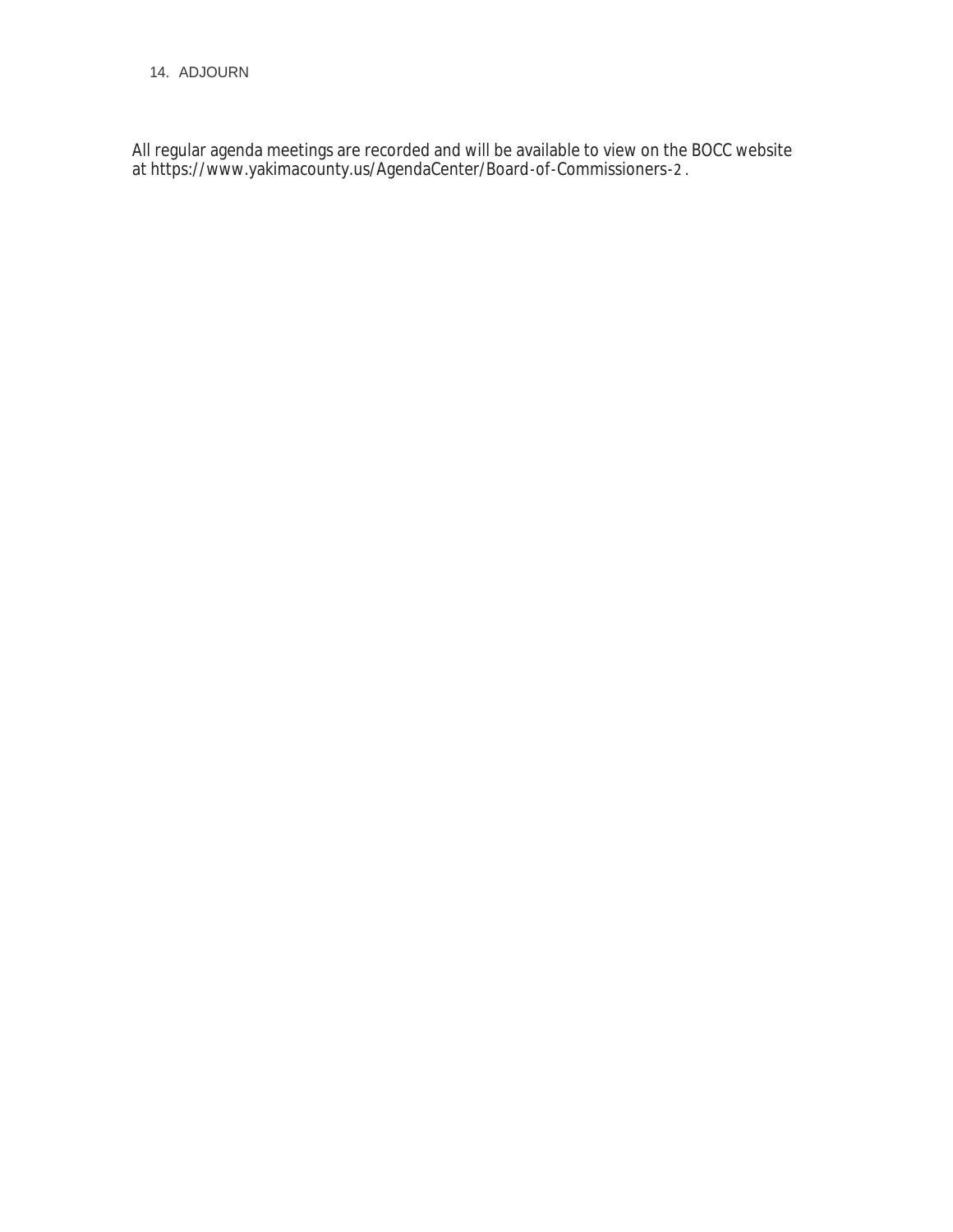14. ADJOURN

All regular agenda meetings are recorded and will be available to view on the BOCC website at https://www.yakimacounty.us/AgendaCenter/Board-of-Commissioners-2 .